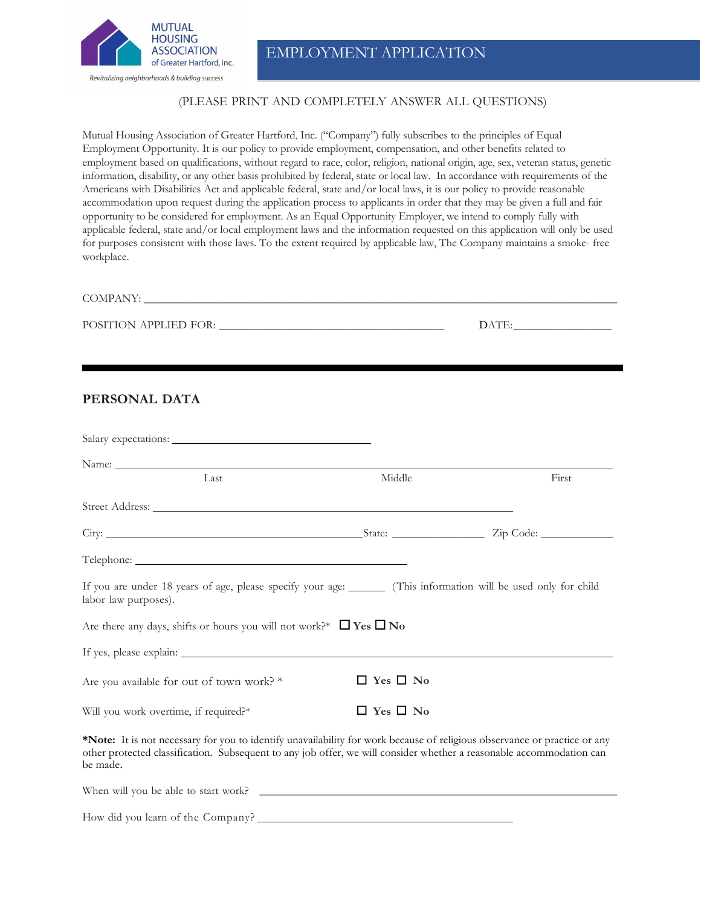MUTUAL HOUSING ASSOCIATION of Greater Hartford, Inc.

*Revitalizing neighborhoods & building success*

# EMPLOYMENT APPLICATION

(PLEASE PRINT AND COMPLETELY ANSWER ALL QUESTIONS)

Mutual Housing Association of Greater Hartford, Inc. ("Company") fully subscribes to the principles of Equal Employment Opportunity. It is our policy to provide employment, compensation, and other benefits related to employment based on qualifications, without regard to race, color, religion, national origin, age, sex, veteran status, genetic information, disability, or any other basis prohibited by federal, state or local law. In accordance with requirements of the Americans with Disabilities Act and applicable federal, state and/or local laws, it is our policy to provide reasonable accommodation upon request during the application process to applicants in order that they may be given a full and fair opportunity to be considered for employment. As an Equal Opportunity Employer, we intend to comply fully with applicable federal, state and/or local employment laws and the information requested on this application will only be used for purposes consistent with those laws. To the extent required by applicable law, The Company maintains a smoke- free workplace.

COMPANY: ______________________________________________

POSITION APPLIED FOR: ______________________________ DATE: ______________

---

## PERSONAL DATA

Salary expectations: ______________________

Name: ______________________________________________
Last Middle First

Street Address: ______________________________________

City: ______________________ State: ____________ Zip Code: __________

Telephone: ______________________________

If you are under 18 years of age, please specify your age: ______ (This information will be used only for child labor law purposes).

Are there any days, shifts or hours you will not work?* ☐ **Yes** ☐ **No**

If yes, please explain: ______________________________________

Are you available for out of town work? * ☐ **Yes** ☐ **No**

Will you work overtime, if required?* ☐ **Yes** ☐ **No**

***Note:** It is not necessary for you to identify unavailability for work because of religious observance or practice or any other protected classification. Subsequent to any job offer, we will consider whether a reasonable accommodation can be made.

When will you be able to start work? ______________________________________

How did you learn of the Company? ______________________________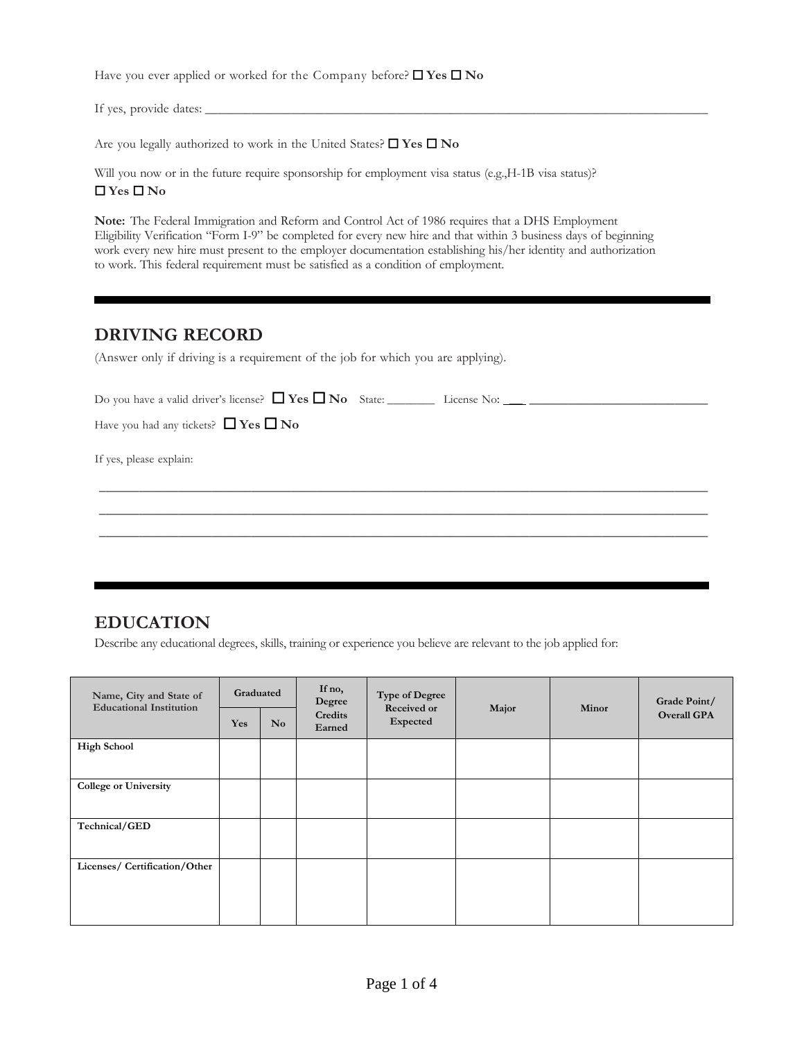Have you ever applied or worked for the Company before? ☐ **Yes** ☐ **No**

If yes, provide dates: ___________________________________________________________________________

Are you legally authorized to work in the United States? ☐ **Yes** ☐ **No**

Will you now or in the future require sponsorship for employment visa status (e.g.,H-1B visa status)?
☐ **Yes** ☐ **No**

**Note:** The Federal Immigration and Reform and Control Act of 1986 requires that a DHS Employment Eligibility Verification "Form I-9" be completed for every new hire and that within 3 business days of beginning work every new hire must present to the employer documentation establishing his/her identity and authorization to work. This federal requirement must be satisfied as a condition of employment.

## DRIVING RECORD

(Answer only if driving is a requirement of the job for which you are applying).

Do you have a valid driver's license? ☐ **Yes** ☐ **No** State: ________ License No: ___ ____________________________

Have you had any tickets? ☐ **Yes** ☐ **No**

If yes, please explain:

___________________________________________________________________________________________

___________________________________________________________________________________________

___________________________________________________________________________________________

## EDUCATION

Describe any educational degrees, skills, training or experience you believe are relevant to the job applied for:

| Name, City and State of Educational Institution | Graduated | | If no, Degree Credits Earned | Type of Degree Received or Expected | Major | Minor | Grade Point/ Overall GPA |
|---|---|---|---|---|---|---|---|
| | Yes | No | | | | | |
| **High School** | | | | | | | |
| **College or University** | | | | | | | |
| **Technical/GED** | | | | | | | |
| **Licenses/ Certification/Other** | | | | | | | |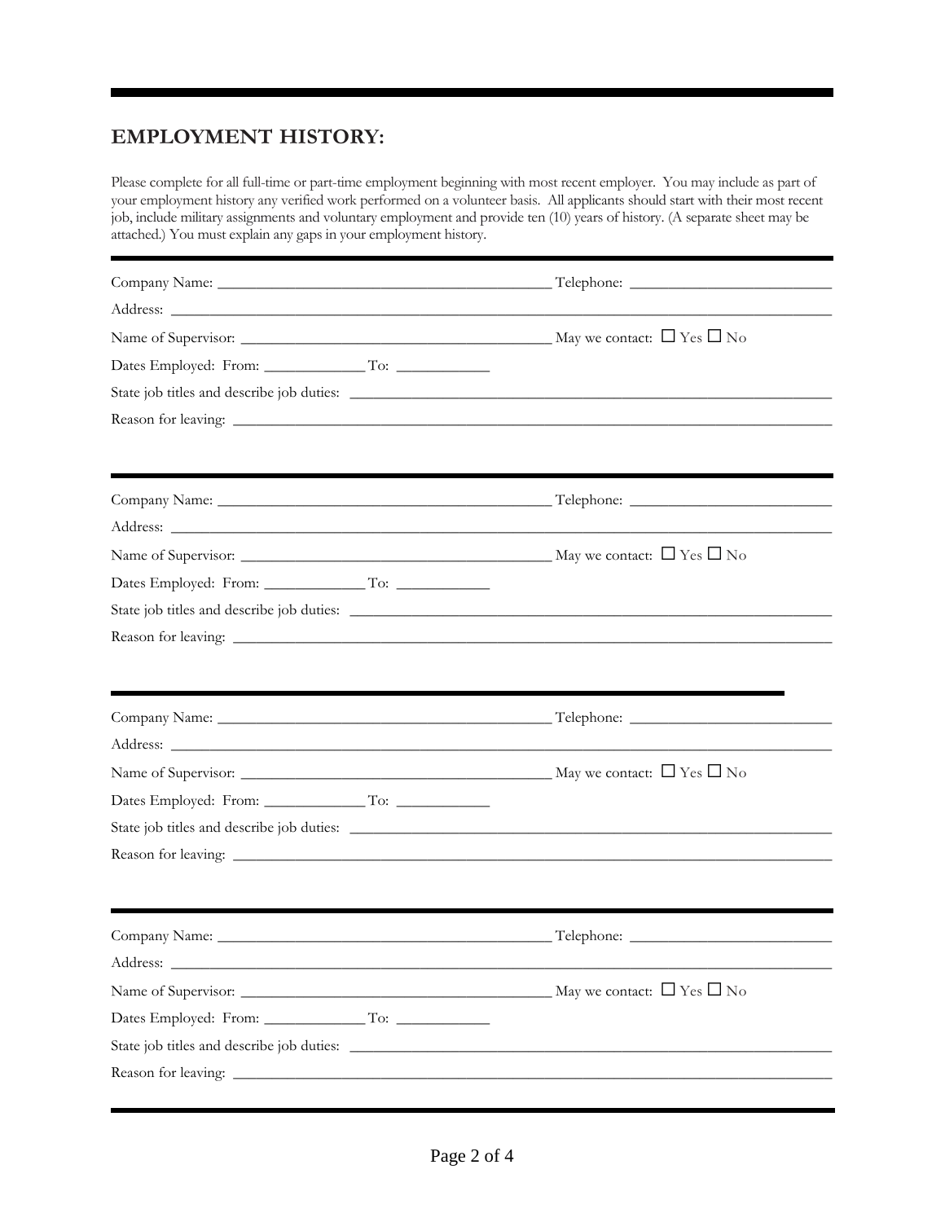## EMPLOYMENT HISTORY:

Please complete for all full-time or part-time employment beginning with most recent employer. You may include as part of your employment history any verified work performed on a volunteer basis. All applicants should start with their most recent job, include military assignments and voluntary employment and provide ten (10) years of history. (A separate sheet may be attached.) You must explain any gaps in your employment history.

---

Company Name: ___________________________ Telephone: ___________________

Address: ___________________________________________________________

Name of Supervisor: _________________________ May we contact: ☐ Yes ☐ No

Dates Employed: From: __________ To: __________

State job titles and describe job duties: ________________________________

Reason for leaving: ___________________________________________________

---

Company Name: ___________________________ Telephone: ___________________

Address: ___________________________________________________________

Name of Supervisor: _________________________ May we contact: ☐ Yes ☐ No

Dates Employed: From: __________ To: __________

State job titles and describe job duties: ________________________________

Reason for leaving: ___________________________________________________

---

Company Name: ___________________________ Telephone: ___________________

Address: ___________________________________________________________

Name of Supervisor: _________________________ May we contact: ☐ Yes ☐ No

Dates Employed: From: __________ To: __________

State job titles and describe job duties: ________________________________

Reason for leaving: ___________________________________________________

---

Company Name: ___________________________ Telephone: ___________________

Address: ___________________________________________________________

Name of Supervisor: _________________________ May we contact: ☐ Yes ☐ No

Dates Employed: From: __________ To: __________

State job titles and describe job duties: ________________________________

Reason for leaving: ___________________________________________________

---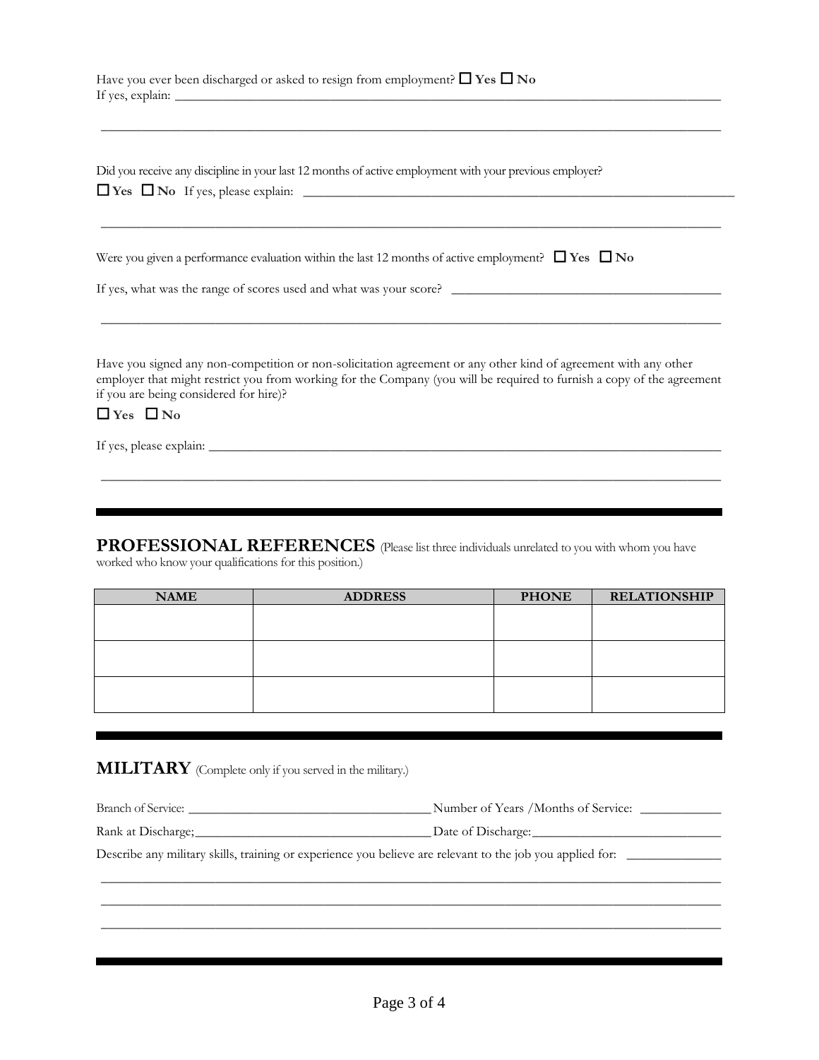Have you ever been discharged or asked to resign from employment? ☐ **Yes** ☐ **No**
If yes, explain: ______________________________________________________________________________

______________________________________________________________________________________________

Did you receive any discipline in your last 12 months of active employment with your previous employer?
☐ **Yes** ☐ **No** If yes, please explain: ______________________________________________________________

______________________________________________________________________________________________

Were you given a performance evaluation within the last 12 months of active employment? ☐ **Yes** ☐ **No**

If yes, what was the range of scores used and what was your score? ________________________________________

______________________________________________________________________________________________

Have you signed any non-competition or non-solicitation agreement or any other kind of agreement with any other employer that might restrict you from working for the Company (you will be required to furnish a copy of the agreement if you are being considered for hire)?

☐ **Yes** ☐ **No**

If yes, please explain: _________________________________________________________________________

______________________________________________________________________________________________

---

## PROFESSIONAL REFERENCES

(Please list three individuals unrelated to you with whom you have worked who know your qualifications for this position.)

| NAME | ADDRESS | PHONE | RELATIONSHIP |
|---|---|---|---|
| | | | |
| | | | |
| | | | |

---

## MILITARY

(Complete only if you served in the military.)

Branch of Service: ____________________________________ Number of Years /Months of Service: ____________

Rank at Discharge;____________________________________ Date of Discharge:____________________________

Describe any military skills, training or experience you believe are relevant to the job you applied for: ______________

______________________________________________________________________________________________

______________________________________________________________________________________________

______________________________________________________________________________________________

---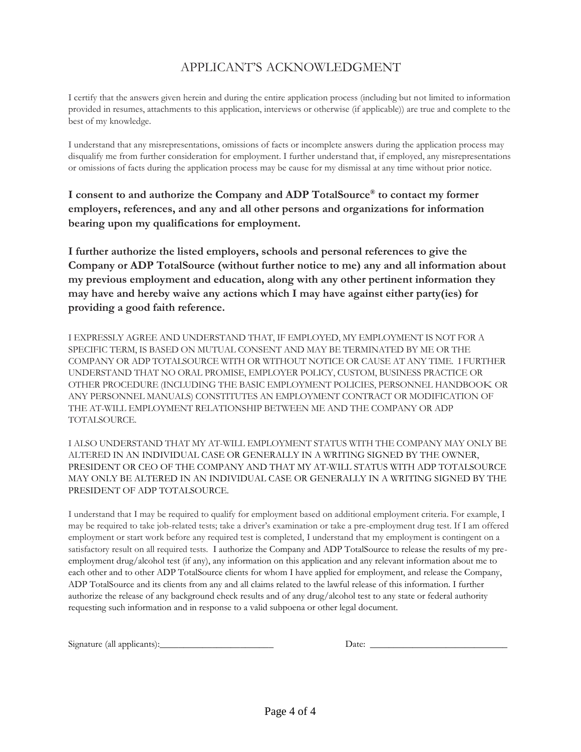# APPLICANT'S ACKNOWLEDGMENT

I certify that the answers given herein and during the entire application process (including but not limited to information provided in resumes, attachments to this application, interviews or otherwise (if applicable)) are true and complete to the best of my knowledge.

I understand that any misrepresentations, omissions of facts or incomplete answers during the application process may disqualify me from further consideration for employment. I further understand that, if employed, any misrepresentations or omissions of facts during the application process may be cause for my dismissal at any time without prior notice.

**I consent to and authorize the Company and ADP TotalSource® to contact my former employers, references, and any and all other persons and organizations for information bearing upon my qualifications for employment.**

**I further authorize the listed employers, schools and personal references to give the Company or ADP TotalSource (without further notice to me) any and all information about my previous employment and education, along with any other pertinent information they may have and hereby waive any actions which I may have against either party(ies) for providing a good faith reference.**

I EXPRESSLY AGREE AND UNDERSTAND THAT, IF EMPLOYED, MY EMPLOYMENT IS NOT FOR A SPECIFIC TERM, IS BASED ON MUTUAL CONSENT AND MAY BE TERMINATED BY ME OR THE COMPANY OR ADP TOTALSOURCE WITH OR WITHOUT NOTICE OR CAUSE AT ANY TIME. I FURTHER UNDERSTAND THAT NO ORAL PROMISE, EMPLOYER POLICY, CUSTOM, BUSINESS PRACTICE OR OTHER PROCEDURE (INCLUDING THE BASIC EMPLOYMENT POLICIES, PERSONNEL HANDBOOK OR ANY PERSONNEL MANUALS) CONSTITUTES AN EMPLOYMENT CONTRACT OR MODIFICATION OF THE AT-WILL EMPLOYMENT RELATIONSHIP BETWEEN ME AND THE COMPANY OR ADP TOTALSOURCE.

I ALSO UNDERSTAND THAT MY AT-WILL EMPLOYMENT STATUS WITH THE COMPANY MAY ONLY BE ALTERED IN AN INDIVIDUAL CASE OR GENERALLY IN A WRITING SIGNED BY THE OWNER, PRESIDENT OR CEO OF THE COMPANY AND THAT MY AT-WILL STATUS WITH ADP TOTALSOURCE MAY ONLY BE ALTERED IN AN INDIVIDUAL CASE OR GENERALLY IN A WRITING SIGNED BY THE PRESIDENT OF ADP TOTALSOURCE.

I understand that I may be required to qualify for employment based on additional employment criteria. For example, I may be required to take job-related tests; take a driver's examination or take a pre-employment drug test. If I am offered employment or start work before any required test is completed, I understand that my employment is contingent on a satisfactory result on all required tests. I authorize the Company and ADP TotalSource to release the results of my pre-employment drug/alcohol test (if any), any information on this application and any relevant information about me to each other and to other ADP TotalSource clients for whom I have applied for employment, and release the Company, ADP TotalSource and its clients from any and all claims related to the lawful release of this information. I further authorize the release of any background check results and of any drug/alcohol test to any state or federal authority requesting such information and in response to a valid subpoena or other legal document.

Signature (all applicants):________________________ Date: ____________________________